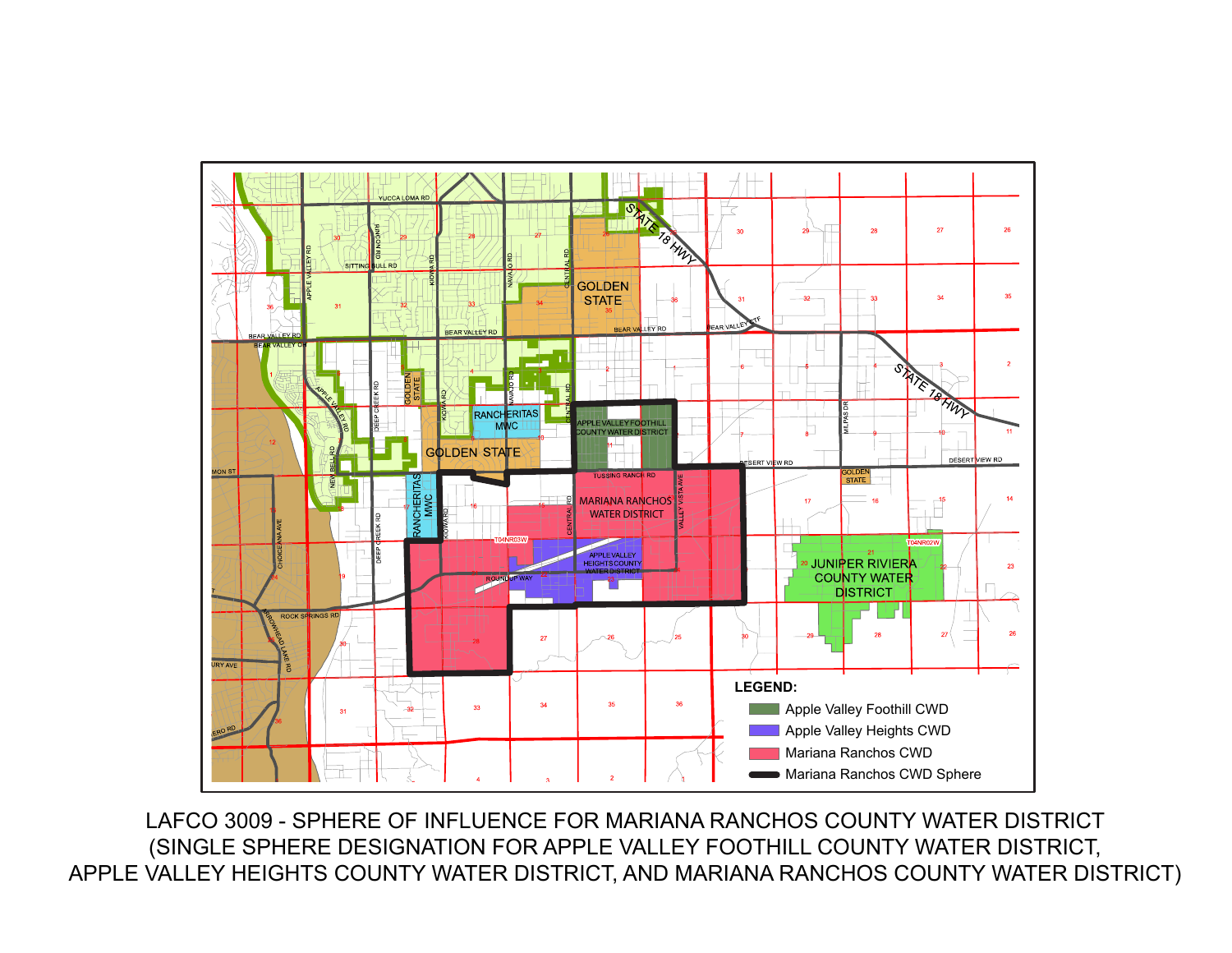LEGEND:

- Apple Valley Foothill CWD
- Apple Valley Heights CWD
- Mariana Ranchos CWD
- Mariana Ranchos CWD Sphere

LAFCO 3009 - SPHERE OF INFLUENCE FOR MARIANA RANCHOS COUNTY WATER DISTRICT
(SINGLE SPHERE DESIGNATION FOR APPLE VALLEY FOOTHILL COUNTY WATER DISTRICT, APPLE VALLEY HEIGHTS COUNTY WATER DISTRICT, AND MARIANA RANCHOS COUNTY WATER DISTRICT)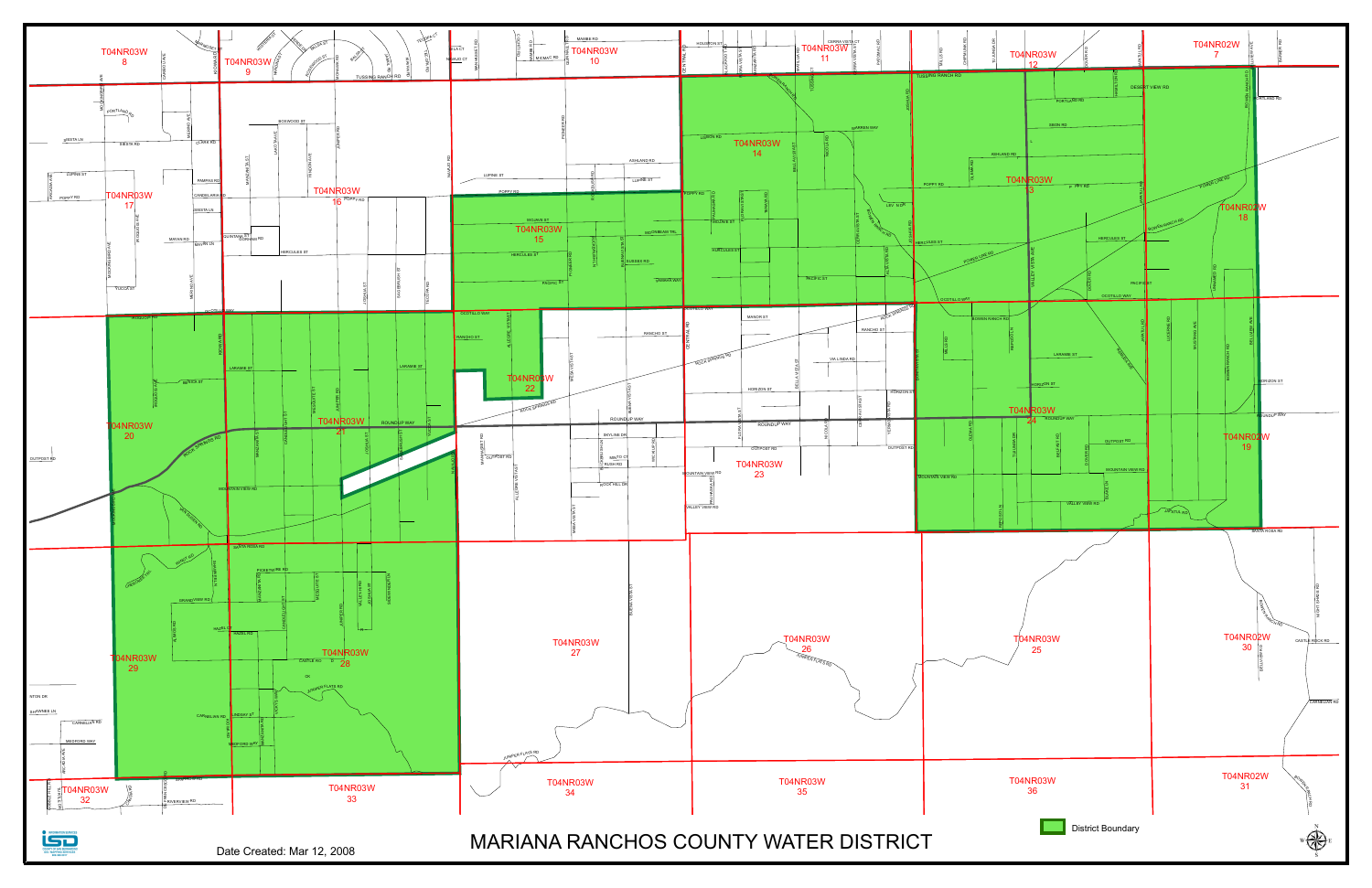# MARIANA RANCHOS COUNTY WATER DISTRICT

District Boundary

Date Created: Mar 12, 2008

T04NR03W 8
T04NR03W 9
T04NR03W 10
T04NR03W 11
T04NR03W 12
T04NR02W 7
T04NR03W 17
T04NR03W 16
T04NR03W 15
T04NR03W 14
T04NR03W 13
T04NR02W 18
T04NR03W 20
T04NR03W 21
T04NR03W 22
T04NR03W 23
T04NR03W 24
T04NR02W 19
T04NR03W 29
T04NR03W 28
T04NR03W 27
T04NR03W 26
T04NR03W 25
T04NR02W 30
T04NR03W 32
T04NR03W 33
T04NR03W 34
T04NR03W 35
T04NR03W 36
T04NR02W 31